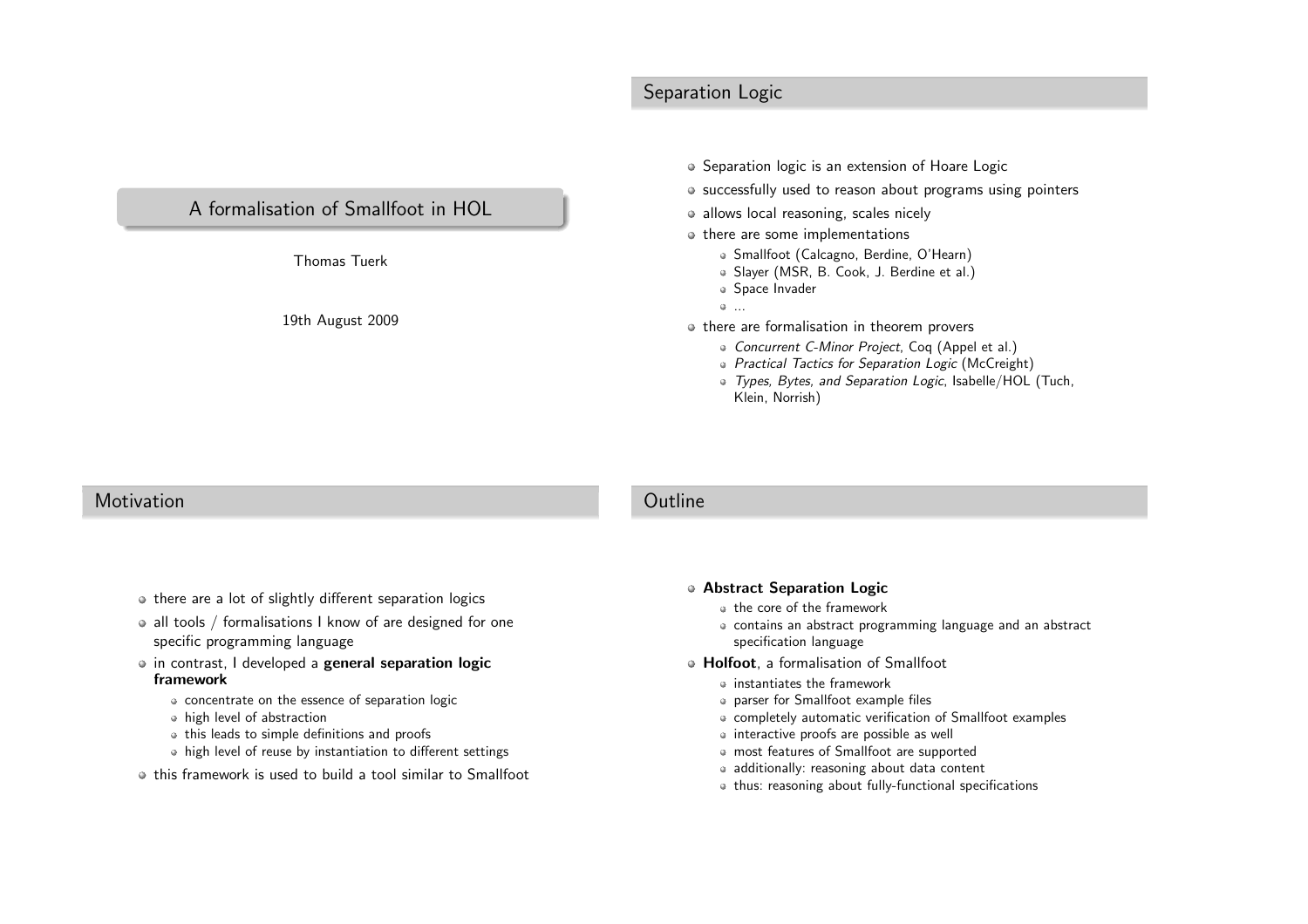# A formalisation of Smallfoot in HOL

Thomas Tuerk

19th August 2009

## Separation Logic

- Separation logic is an extension of Hoare Logic
- successfully used to reason about programs using pointers
- allows local reasoning, scales nicely
- there are some implementations
  - Smallfoot (Calcagno, Berdine, O'Hearn)
  - Slayer (MSR, B. Cook, J. Berdine et al.)
  - Space Invader
  - ...
- there are formalisation in theorem provers
  - *Concurrent C-Minor Project*, Coq (Appel et al.)
  - *Practical Tactics for Separation Logic* (McCreight)
  - *Types, Bytes, and Separation Logic*, Isabelle/HOL (Tuch, Klein, Norrish)

## Motivation

- there are a lot of slightly different separation logics
- all tools / formalisations I know of are designed for one specific programming language
- in contrast, I developed a **general separation logic framework**
  - concentrate on the essence of separation logic
  - high level of abstraction
  - this leads to simple definitions and proofs
  - high level of reuse by instantiation to different settings
- this framework is used to build a tool similar to Smallfoot

## Outline

- **Abstract Separation Logic**
  - the core of the framework
  - contains an abstract programming language and an abstract specification language
- **Holfoot**, a formalisation of Smallfoot
  - instantiates the framework
  - parser for Smallfoot example files
  - completely automatic verification of Smallfoot examples
  - interactive proofs are possible as well
  - most features of Smallfoot are supported
  - additionally: reasoning about data content
  - thus: reasoning about fully-functional specifications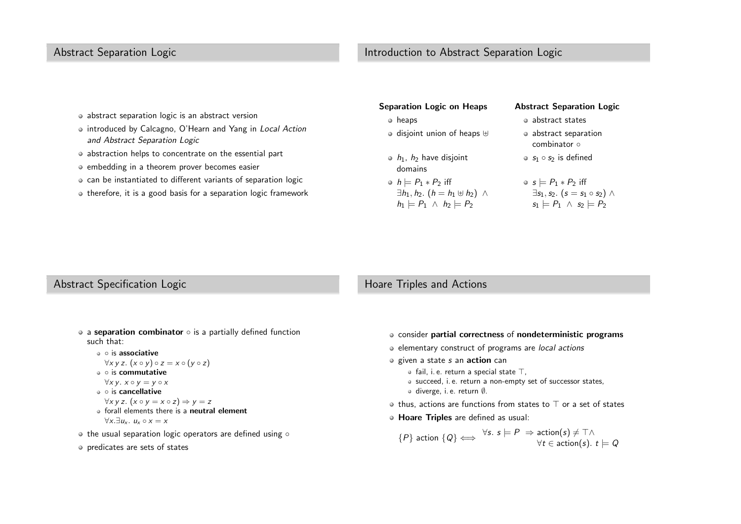## Abstract Separation Logic

- abstract separation logic is an abstract version
- introduced by Calcagno, O'Hearn and Yang in *Local Action and Abstract Separation Logic*
- abstraction helps to concentrate on the essential part
- embedding in a theorem prover becomes easier
- can be instantiated to different variants of separation logic
- therefore, it is a good basis for a separation logic framework

## Introduction to Abstract Separation Logic

**Separation Logic on Heaps**

- heaps
- disjoint union of heaps $\uplus$
- $h_1$, $h_2$ have disjoint domains
- $h \models P_1 * P_2$ iff $\exists h_1, h_2.\ (h = h_1 \uplus h_2)\ \wedge\ h_1 \models P_1\ \wedge\ h_2 \models P_2$

**Abstract Separation Logic**

- abstract states
- abstract separation combinator $\circ$
- $s_1 \circ s_2$ is defined
- $s \models P_1 * P_2$ iff $\exists s_1, s_2.\ (s = s_1 \circ s_2) \wedge s_1 \models P_1\ \wedge\ s_2 \models P_2$

## Abstract Specification Logic

- a **separation combinator** $\circ$ is a partially defined function such that:
  - $\circ$ is **associative** $\forall x\, y\, z.\ (x \circ y) \circ z = x \circ (y \circ z)$
  - $\circ$ is **commutative** $\forall x\, y.\ x \circ y = y \circ x$
  - $\circ$ is **cancellative** $\forall x\, y\, z.\ (x \circ y = x \circ z) \Rightarrow y = z$
  - forall elements there is a **neutral element** $\forall x. \exists u_x.\ u_x \circ x = x$
- the usual separation logic operators are defined using $\circ$
- predicates are sets of states

## Hoare Triples and Actions

- consider **partial correctness** of **nondeterministic programs**
- elementary construct of programs are *local actions*
- given a state $s$ an **action** can
  - fail, i. e. return a special state $\top$,
  - succeed, i. e. return a non-empty set of successor states,
  - diverge, i. e. return $\emptyset$.
- thus, actions are functions from states to $\top$ or a set of states
- **Hoare Triples** are defined as usual:

$$\{P\} \text{ action } \{Q\} \Longleftrightarrow \begin{array}{l} \forall s.\ s \models P\ \Rightarrow \text{action}(s) \neq \top \wedge \\ \qquad\qquad\qquad \forall t \in \text{action}(s).\ t \models Q \end{array}$$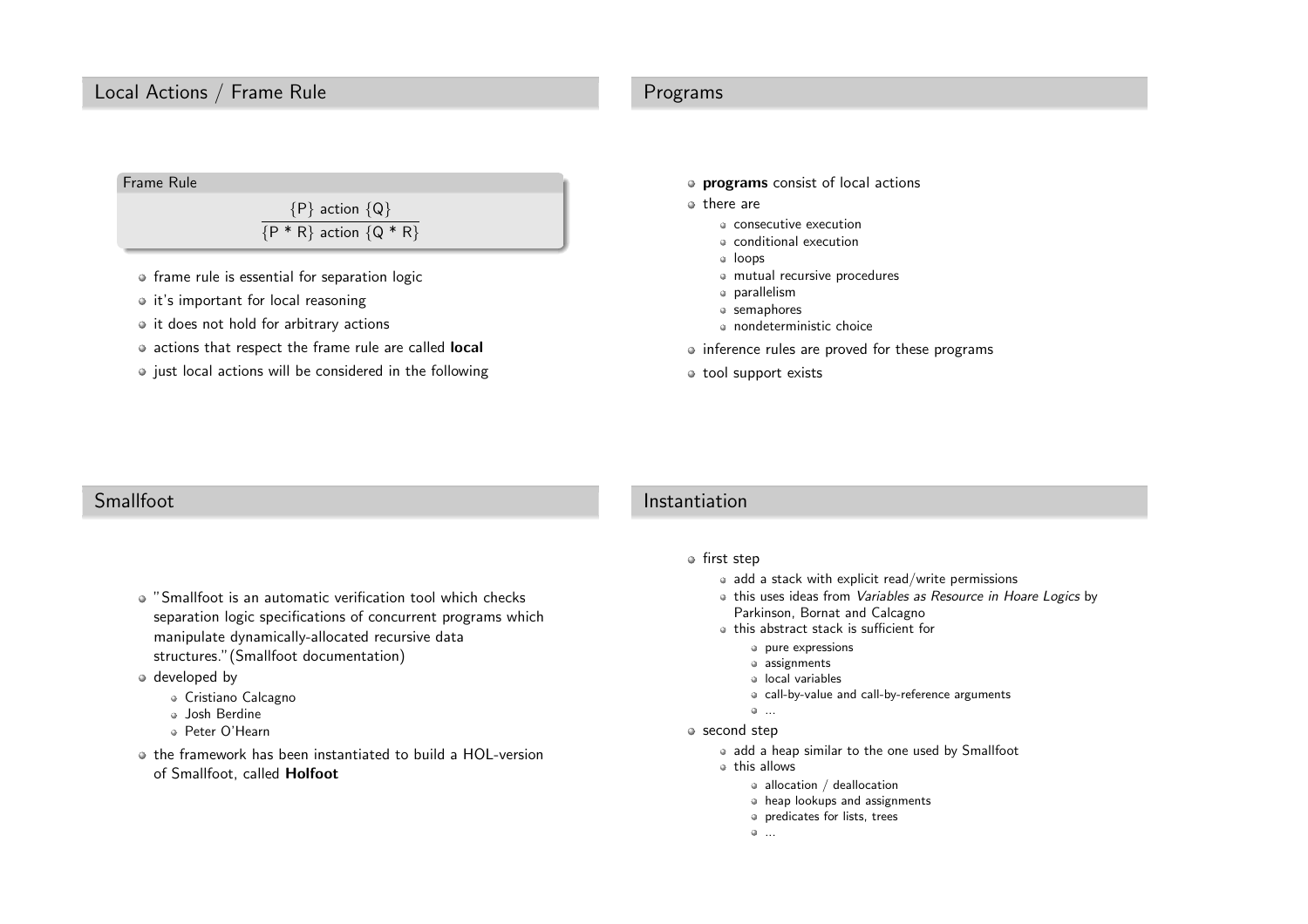## Local Actions / Frame Rule

**Frame Rule**

$$\frac{\{P\}\ \text{action}\ \{Q\}}{\{P * R\}\ \text{action}\ \{Q * R\}}$$

- frame rule is essential for separation logic
- it's important for local reasoning
- it does not hold for arbitrary actions
- actions that respect the frame rule are called **local**
- just local actions will be considered in the following

## Programs

- **programs** consist of local actions
- there are
  - consecutive execution
  - conditional execution
  - loops
  - mutual recursive procedures
  - parallelism
  - semaphores
  - nondeterministic choice
- inference rules are proved for these programs
- tool support exists

## Smallfoot

- "Smallfoot is an automatic verification tool which checks separation logic specifications of concurrent programs which manipulate dynamically-allocated recursive data structures."(Smallfoot documentation)
- developed by
  - Cristiano Calcagno
  - Josh Berdine
  - Peter O'Hearn
- the framework has been instantiated to build a HOL-version of Smallfoot, called **Holfoot**

## Instantiation

- first step
  - add a stack with explicit read/write permissions
  - this uses ideas from *Variables as Resource in Hoare Logics* by Parkinson, Bornat and Calcagno
  - this abstract stack is sufficient for
    - pure expressions
    - assignments
    - local variables
    - call-by-value and call-by-reference arguments
    - ...
- second step
  - add a heap similar to the one used by Smallfoot
  - this allows
    - allocation / deallocation
    - heap lookups and assignments
    - predicates for lists, trees
    - ...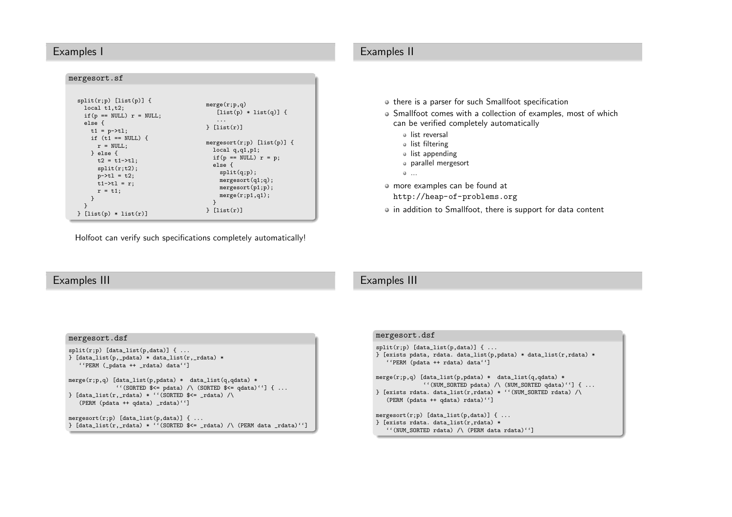## Examples I

mergesort.sf

```
split(r;p) [list(p)] {
  local t1,t2;
  if(p == NULL) r = NULL;
  else {
    t1 = p->tl;
    if (t1 == NULL) {
      r = NULL;
    } else {
      t2 = t1->tl;
      split(r;t2);
      p->tl = t2;
      t1->tl = r;
      r = t1;
    }
  }
} [list(p) * list(r)]
```

```
merge(r;p,q)
   [list(p) * list(q)] {
   ...
} [list(r)]

mergesort(r;p) [list(p)] {
  local q,q1,p1;
  if(p == NULL) r = p;
  else {
    split(q;p);
    mergesort(q1;q);
    mergesort(p1;p);
    merge(r;p1,q1);
  }
} [list(r)]
```

Holfoot can verify such specifications completely automatically!

## Examples II

- there is a parser for such Smallfoot specification
- Smallfoot comes with a collection of examples, most of which can be verified completely automatically
  - list reversal
  - list filtering
  - list appending
  - parallel mergesort
  - ...
- more examples can be found at `http://heap-of-problems.org`
- in addition to Smallfoot, there is support for data content

## Examples III

mergesort.dsf

```
split(r;p) [data_list(p,data)] { ...
} [data_list(p,_pdata) * data_list(r,_rdata) *
   ``PERM (_pdata ++ _rdata) data``]

merge(r;p,q) [data_list(p,pdata) *  data_list(q,qdata) *
             ``(SORTED $<= pdata) /\ (SORTED $<= qdata)``] { ...
} [data_list(r,_rdata) * ``(SORTED $<= _rdata) /\
   (PERM (pdata ++ qdata) _rdata)``]

mergesort(r;p) [data_list(p,data)] { ...
} [data_list(r,_rdata) * ``(SORTED $<= _rdata) /\ (PERM data _rdata)``]
```

## Examples III

mergesort.dsf

```
split(r;p) [data_list(p,data)] { ...
} [exists pdata, rdata. data_list(p,pdata) * data_list(r,rdata) *
   ``PERM (pdata ++ rdata) data``]

merge(r;p,q) [data_list(p,pdata) *  data_list(q,qdata) *
             ``(NUM_SORTED pdata) /\ (NUM_SORTED qdata)``] { ...
} [exists rdata. data_list(r,rdata) * ``(NUM_SORTED rdata) /\
   (PERM (pdata ++ qdata) rdata)``]

mergesort(r;p) [data_list(p,data)] { ...
} [exists rdata. data_list(r,rdata) *
   ``(NUM_SORTED rdata) /\ (PERM data rdata)``]
```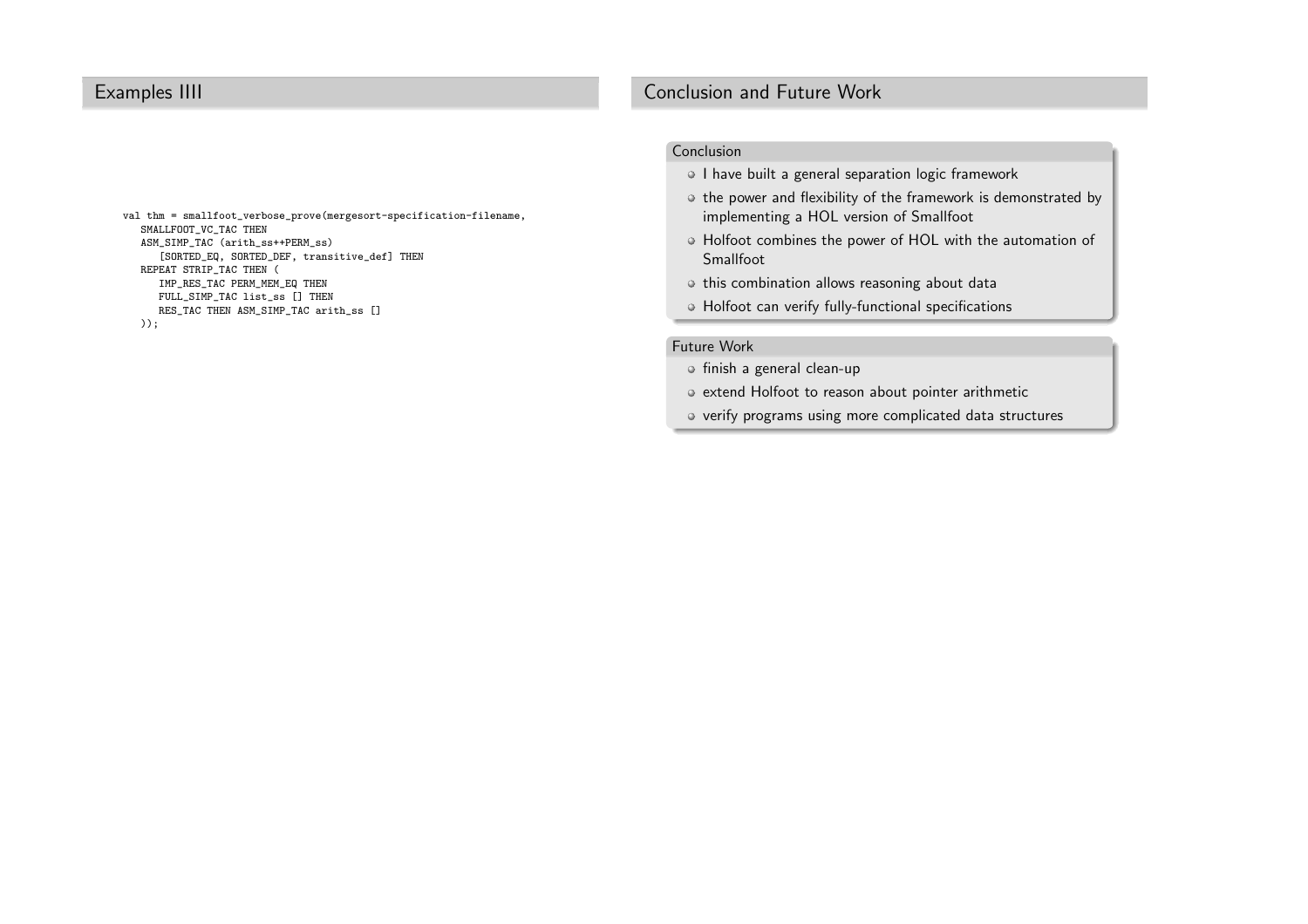## Examples IIII

```
val thm = smallfoot_verbose_prove(mergesort-specification-filename,
   SMALLFOOT_VC_TAC THEN
   ASM_SIMP_TAC (arith_ss++PERM_ss)
      [SORTED_EQ, SORTED_DEF, transitive_def] THEN
   REPEAT STRIP_TAC THEN (
      IMP_RES_TAC PERM_MEM_EQ THEN
      FULL_SIMP_TAC list_ss [] THEN
      RES_TAC THEN ASM_SIMP_TAC arith_ss []
   ));
```

## Conclusion and Future Work

### Conclusion

- I have built a general separation logic framework
- the power and flexibility of the framework is demonstrated by implementing a HOL version of Smallfoot
- Holfoot combines the power of HOL with the automation of Smallfoot
- this combination allows reasoning about data
- Holfoot can verify fully-functional specifications

### Future Work

- finish a general clean-up
- extend Holfoot to reason about pointer arithmetic
- verify programs using more complicated data structures